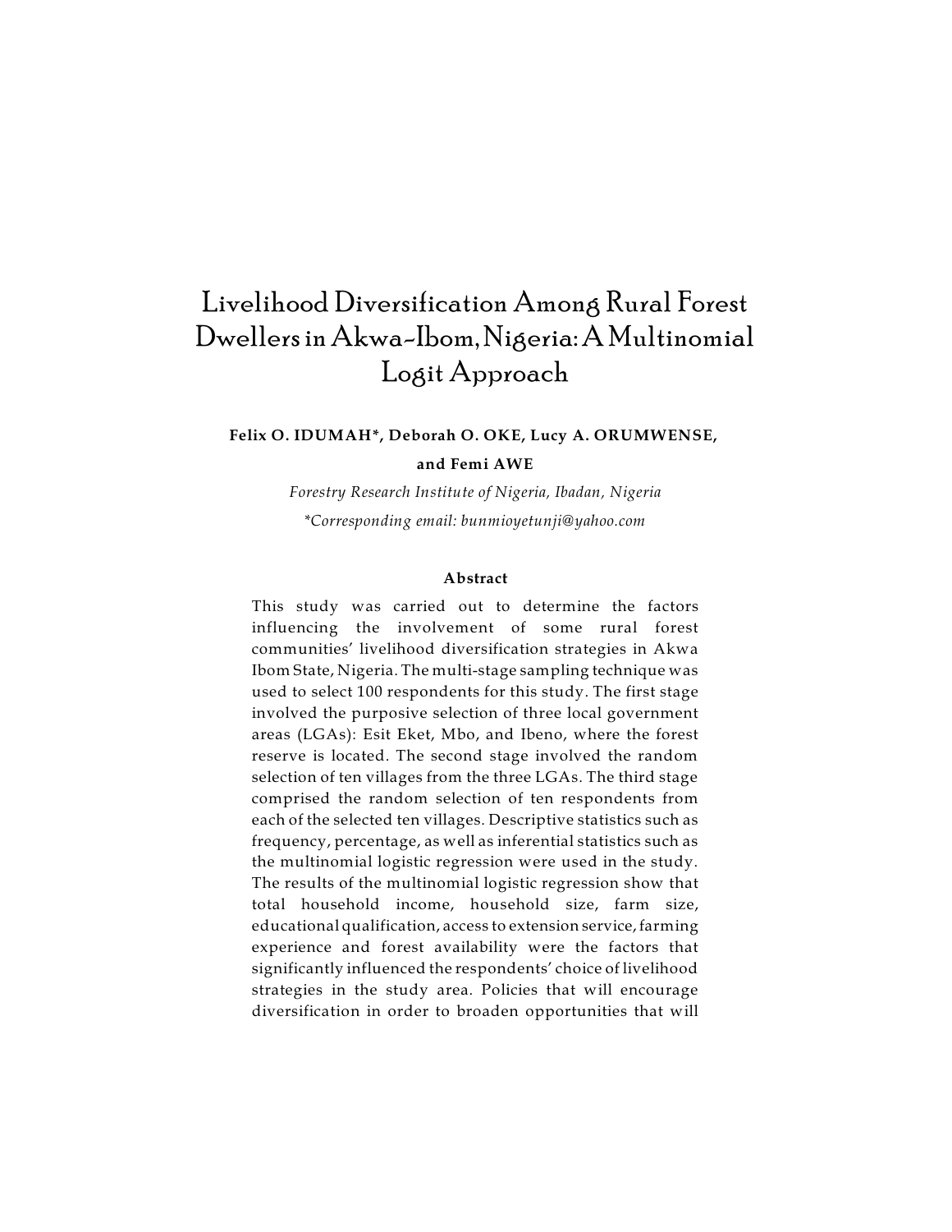# Livelihood Diversification Among Rural Forest Dwellers in Akwa-Ibom, Nigeria: A Multinomial Logit Approach

**Felix O. IDUMAH\*, Deborah O. OKE, Lucy A. ORUMWENSE, and Femi AWE**

*Forestry Research Institute of Nigeria, Ibadan, Nigeria*

*\*Corresponding email: bunmioyetunji@yahoo.com*

### Abstract

This study was carried out to determine the factors influencing the involvement of some rural forest communities' livelihood diversification strategies in Akwa Ibom State, Nigeria. The multi-stage sampling technique was used to select 100 respondents for this study. The first stage involved the purposive selection of three local government areas (LGAs): Esit Eket, Mbo, and Ibeno, where the forest reserve is located. The second stage involved the random selection of ten villages from the three LGAs. The third stage comprised the random selection of ten respondents from each of the selected ten villages. Descriptive statistics such as frequency, percentage, as well as inferential statistics such as the multinomial logistic regression were used in the study. The results of the multinomial logistic regression show that total household income, household size, farm size, educational qualification, access to extension service, farming experience and forest availability were the factors that significantly influenced the respondents' choice of livelihood strategies in the study area. Policies that will encourage diversification in order to broaden opportunities that will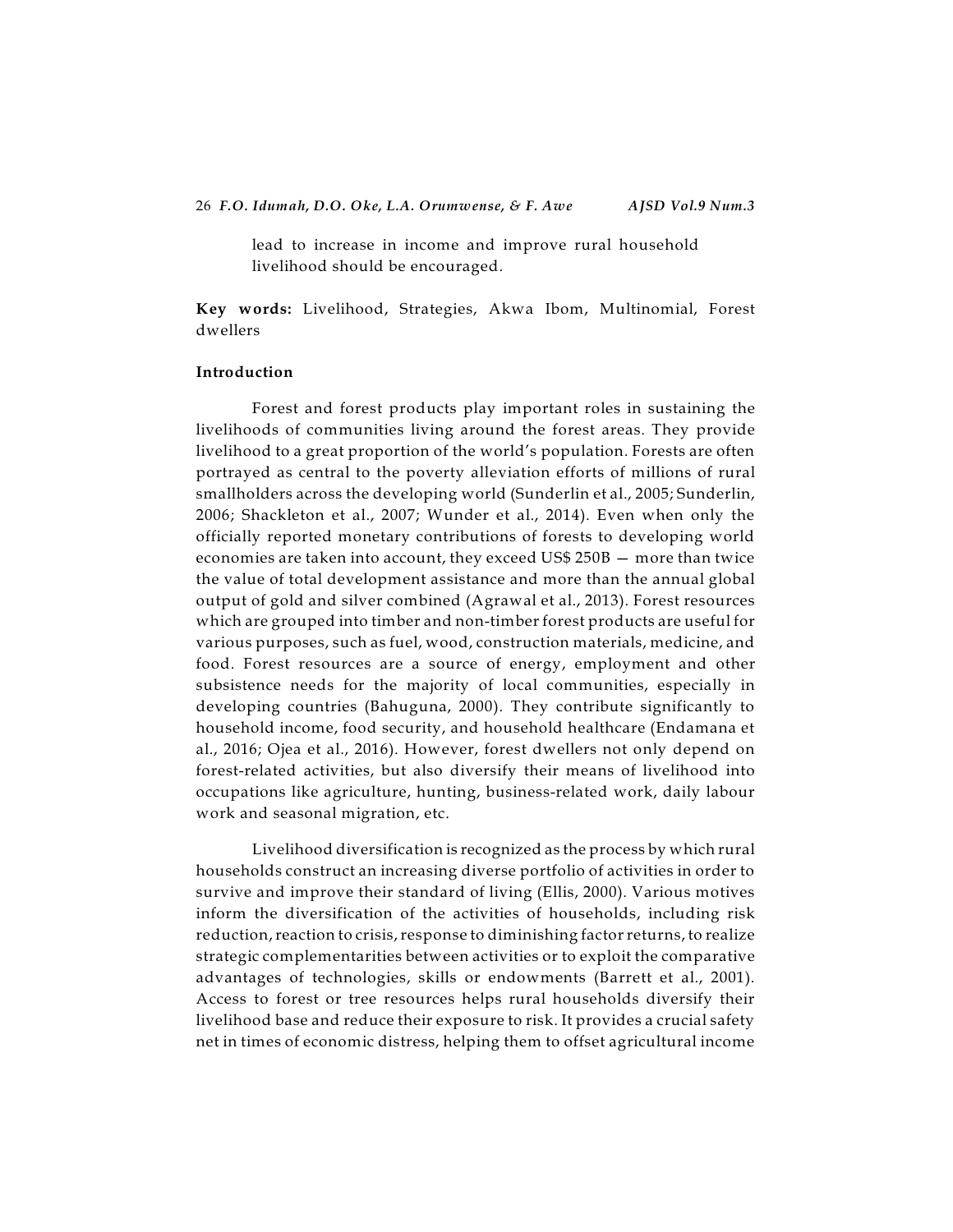lead to increase in income and improve rural household livelihood should be encouraged.

**Key words:** Livelihood, Strategies, Akwa Ibom, Multinomial, Forest dwellers

## Introduction

Forest and forest products play important roles in sustaining the livelihoods of communities living around the forest areas. They provide livelihood to a great proportion of the world's population. Forests are often portrayed as central to the poverty alleviation efforts of millions of rural smallholders across the developing world (Sunderlin et al., 2005; Sunderlin, 2006; Shackleton et al., 2007; Wunder et al., 2014). Even when only the officially reported monetary contributions of forests to developing world economies are taken into account, they exceed US$ 250B — more than twice the value of total development assistance and more than the annual global output of gold and silver combined (Agrawal et al., 2013). Forest resources which are grouped into timber and non-timber forest products are useful for various purposes, such as fuel, wood, construction materials, medicine, and food. Forest resources are a source of energy, employment and other subsistence needs for the majority of local communities, especially in developing countries (Bahuguna, 2000). They contribute significantly to household income, food security, and household healthcare (Endamana et al., 2016; Ojea et al., 2016). However, forest dwellers not only depend on forest-related activities, but also diversify their means of livelihood into occupations like agriculture, hunting, business-related work, daily labour work and seasonal migration, etc.

Livelihood diversification is recognized as the process by which rural households construct an increasing diverse portfolio of activities in order to survive and improve their standard of living (Ellis, 2000). Various motives inform the diversification of the activities of households, including risk reduction, reaction to crisis, response to diminishing factor returns, to realize strategic complementarities between activities or to exploit the comparative advantages of technologies, skills or endowments (Barrett et al., 2001). Access to forest or tree resources helps rural households diversify their livelihood base and reduce their exposure to risk. It provides a crucial safety net in times of economic distress, helping them to offset agricultural income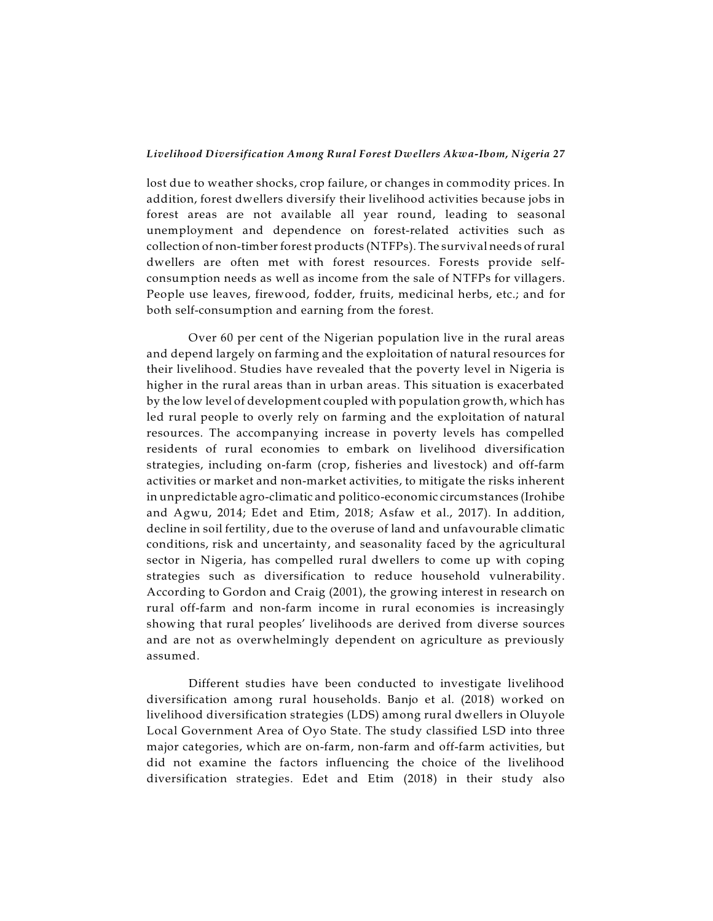lost due to weather shocks, crop failure, or changes in commodity prices. In addition, forest dwellers diversify their livelihood activities because jobs in forest areas are not available all year round, leading to seasonal unemployment and dependence on forest-related activities such as collection of non-timber forest products (NTFPs). The survival needs of rural dwellers are often met with forest resources. Forests provide self-consumption needs as well as income from the sale of NTFPs for villagers. People use leaves, firewood, fodder, fruits, medicinal herbs, etc.; and for both self-consumption and earning from the forest.

Over 60 per cent of the Nigerian population live in the rural areas and depend largely on farming and the exploitation of natural resources for their livelihood. Studies have revealed that the poverty level in Nigeria is higher in the rural areas than in urban areas. This situation is exacerbated by the low level of development coupled with population growth, which has led rural people to overly rely on farming and the exploitation of natural resources. The accompanying increase in poverty levels has compelled residents of rural economies to embark on livelihood diversification strategies, including on-farm (crop, fisheries and livestock) and off-farm activities or market and non-market activities, to mitigate the risks inherent in unpredictable agro-climatic and politico-economic circumstances (Irohibe and Agwu, 2014; Edet and Etim, 2018; Asfaw et al., 2017). In addition, decline in soil fertility, due to the overuse of land and unfavourable climatic conditions, risk and uncertainty, and seasonality faced by the agricultural sector in Nigeria, has compelled rural dwellers to come up with coping strategies such as diversification to reduce household vulnerability. According to Gordon and Craig (2001), the growing interest in research on rural off-farm and non-farm income in rural economies is increasingly showing that rural peoples' livelihoods are derived from diverse sources and are not as overwhelmingly dependent on agriculture as previously assumed.

Different studies have been conducted to investigate livelihood diversification among rural households. Banjo et al. (2018) worked on livelihood diversification strategies (LDS) among rural dwellers in Oluyole Local Government Area of Oyo State. The study classified LSD into three major categories, which are on-farm, non-farm and off-farm activities, but did not examine the factors influencing the choice of the livelihood diversification strategies. Edet and Etim (2018) in their study also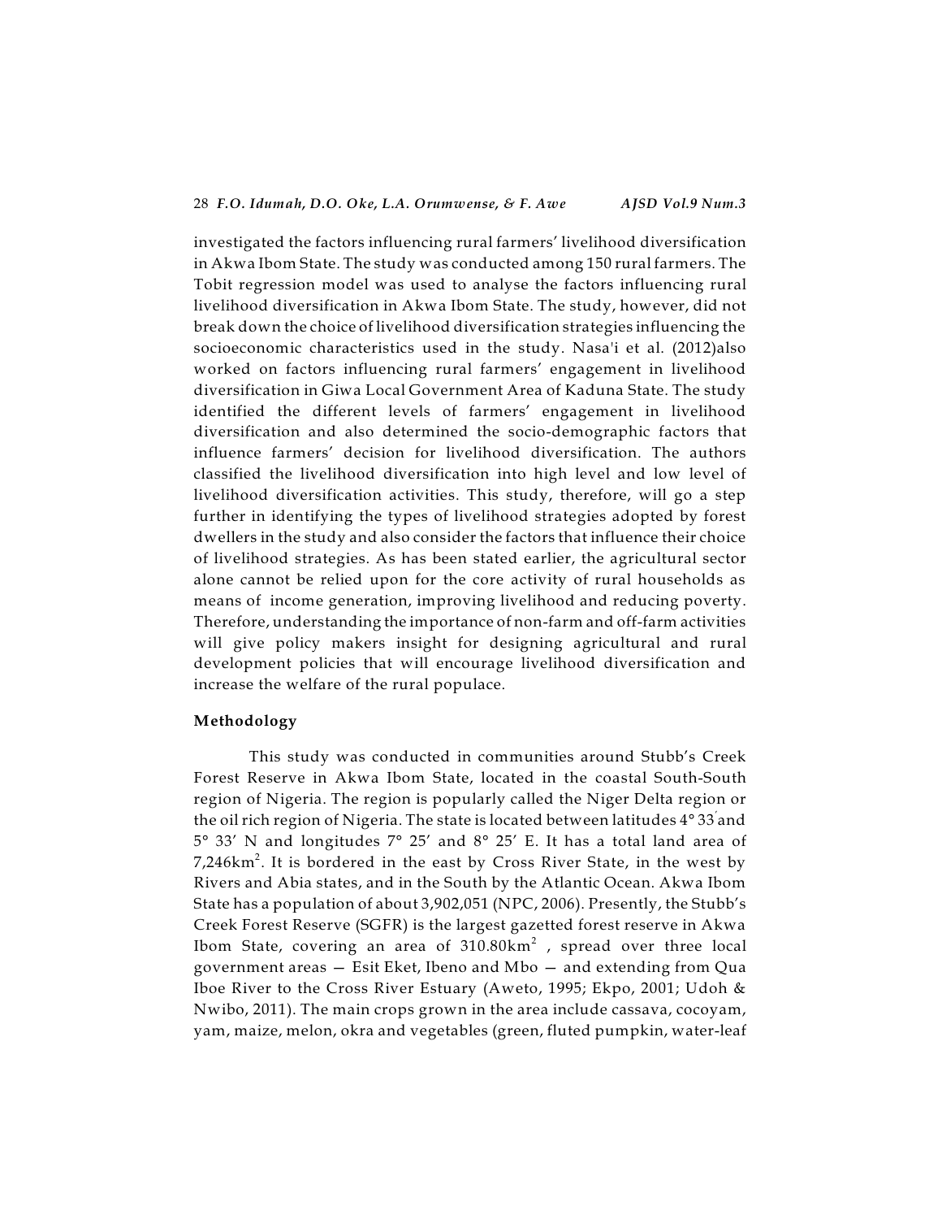investigated the factors influencing rural farmers' livelihood diversification in Akwa Ibom State. The study was conducted among 150 rural farmers. The Tobit regression model was used to analyse the factors influencing rural livelihood diversification in Akwa Ibom State. The study, however, did not break down the choice of livelihood diversification strategies influencing the socioeconomic characteristics used in the study. Nasa'i et al. (2012)also worked on factors influencing rural farmers' engagement in livelihood diversification in Giwa Local Government Area of Kaduna State. The study identified the different levels of farmers' engagement in livelihood diversification and also determined the socio-demographic factors that influence farmers' decision for livelihood diversification. The authors classified the livelihood diversification into high level and low level of livelihood diversification activities. This study, therefore, will go a step further in identifying the types of livelihood strategies adopted by forest dwellers in the study and also consider the factors that influence their choice of livelihood strategies. As has been stated earlier, the agricultural sector alone cannot be relied upon for the core activity of rural households as means of income generation, improving livelihood and reducing poverty. Therefore, understanding the importance of non-farm and off-farm activities will give policy makers insight for designing agricultural and rural development policies that will encourage livelihood diversification and increase the welfare of the rural populace.

## Methodology

This study was conducted in communities around Stubb's Creek Forest Reserve in Akwa Ibom State, located in the coastal South-South region of Nigeria. The region is popularly called the Niger Delta region or the oil rich region of Nigeria. The state is located between latitudes 4° 33′ and 5° 33′ N and longitudes 7° 25′ and 8° 25′ E. It has a total land area of 7,246km$^2$. It is bordered in the east by Cross River State, in the west by Rivers and Abia states, and in the South by the Atlantic Ocean. Akwa Ibom State has a population of about 3,902,051 (NPC, 2006). Presently, the Stubb's Creek Forest Reserve (SGFR) is the largest gazetted forest reserve in Akwa Ibom State, covering an area of 310.80km$^2$ , spread over three local government areas — Esit Eket, Ibeno and Mbo — and extending from Qua Iboe River to the Cross River Estuary (Aweto, 1995; Ekpo, 2001; Udoh & Nwibo, 2011). The main crops grown in the area include cassava, cocoyam, yam, maize, melon, okra and vegetables (green, fluted pumpkin, water-leaf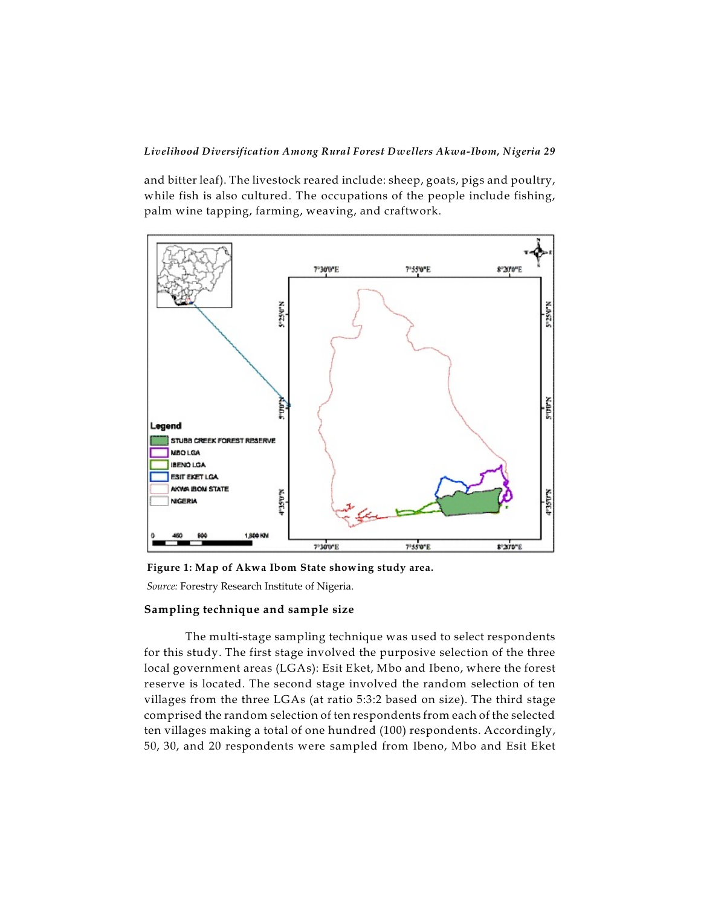and bitter leaf). The livestock reared include: sheep, goats, pigs and poultry, while fish is also cultured. The occupations of the people include fishing, palm wine tapping, farming, weaving, and craftwork.

**Figure 1: Map of Akwa Ibom State showing study area.**

*Source:* Forestry Research Institute of Nigeria.

### Sampling technique and sample size

The multi-stage sampling technique was used to select respondents for this study. The first stage involved the purposive selection of the three local government areas (LGAs): Esit Eket, Mbo and Ibeno, where the forest reserve is located. The second stage involved the random selection of ten villages from the three LGAs (at ratio 5:3:2 based on size). The third stage comprised the random selection of ten respondents from each of the selected ten villages making a total of one hundred (100) respondents. Accordingly, 50, 30, and 20 respondents were sampled from Ibeno, Mbo and Esit Eket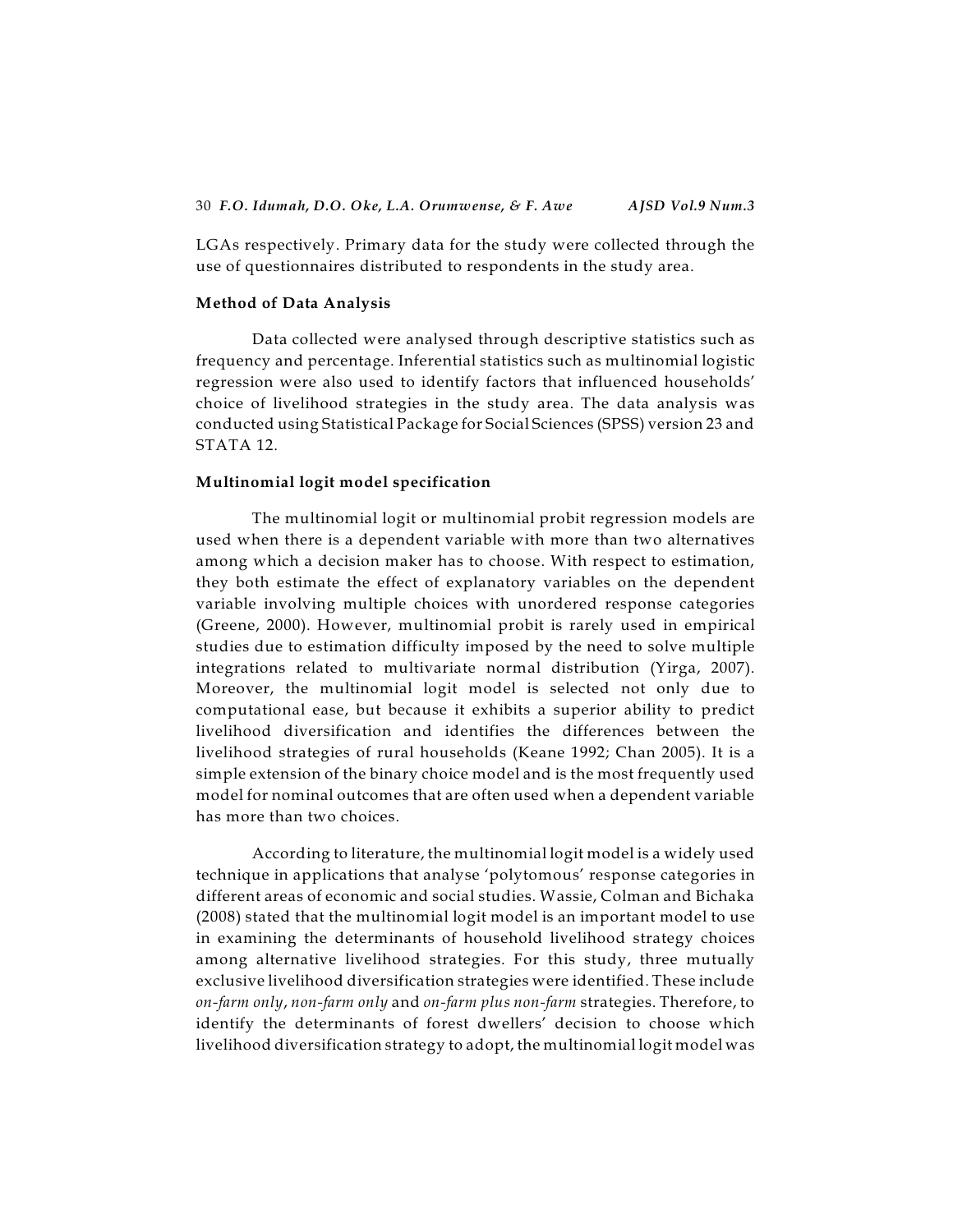LGAs respectively. Primary data for the study were collected through the use of questionnaires distributed to respondents in the study area.

### Method of Data Analysis

Data collected were analysed through descriptive statistics such as frequency and percentage. Inferential statistics such as multinomial logistic regression were also used to identify factors that influenced households' choice of livelihood strategies in the study area. The data analysis was conducted using Statistical Package for Social Sciences (SPSS) version 23 and STATA 12.

### Multinomial logit model specification

The multinomial logit or multinomial probit regression models are used when there is a dependent variable with more than two alternatives among which a decision maker has to choose. With respect to estimation, they both estimate the effect of explanatory variables on the dependent variable involving multiple choices with unordered response categories (Greene, 2000). However, multinomial probit is rarely used in empirical studies due to estimation difficulty imposed by the need to solve multiple integrations related to multivariate normal distribution (Yirga, 2007). Moreover, the multinomial logit model is selected not only due to computational ease, but because it exhibits a superior ability to predict livelihood diversification and identifies the differences between the livelihood strategies of rural households (Keane 1992; Chan 2005). It is a simple extension of the binary choice model and is the most frequently used model for nominal outcomes that are often used when a dependent variable has more than two choices.

According to literature, the multinomial logit model is a widely used technique in applications that analyse 'polytomous' response categories in different areas of economic and social studies. Wassie, Colman and Bichaka (2008) stated that the multinomial logit model is an important model to use in examining the determinants of household livelihood strategy choices among alternative livelihood strategies. For this study, three mutually exclusive livelihood diversification strategies were identified. These include *on-farm only*, *non-farm only* and *on-farm plus non-farm* strategies. Therefore, to identify the determinants of forest dwellers' decision to choose which livelihood diversification strategy to adopt, the multinomial logit model was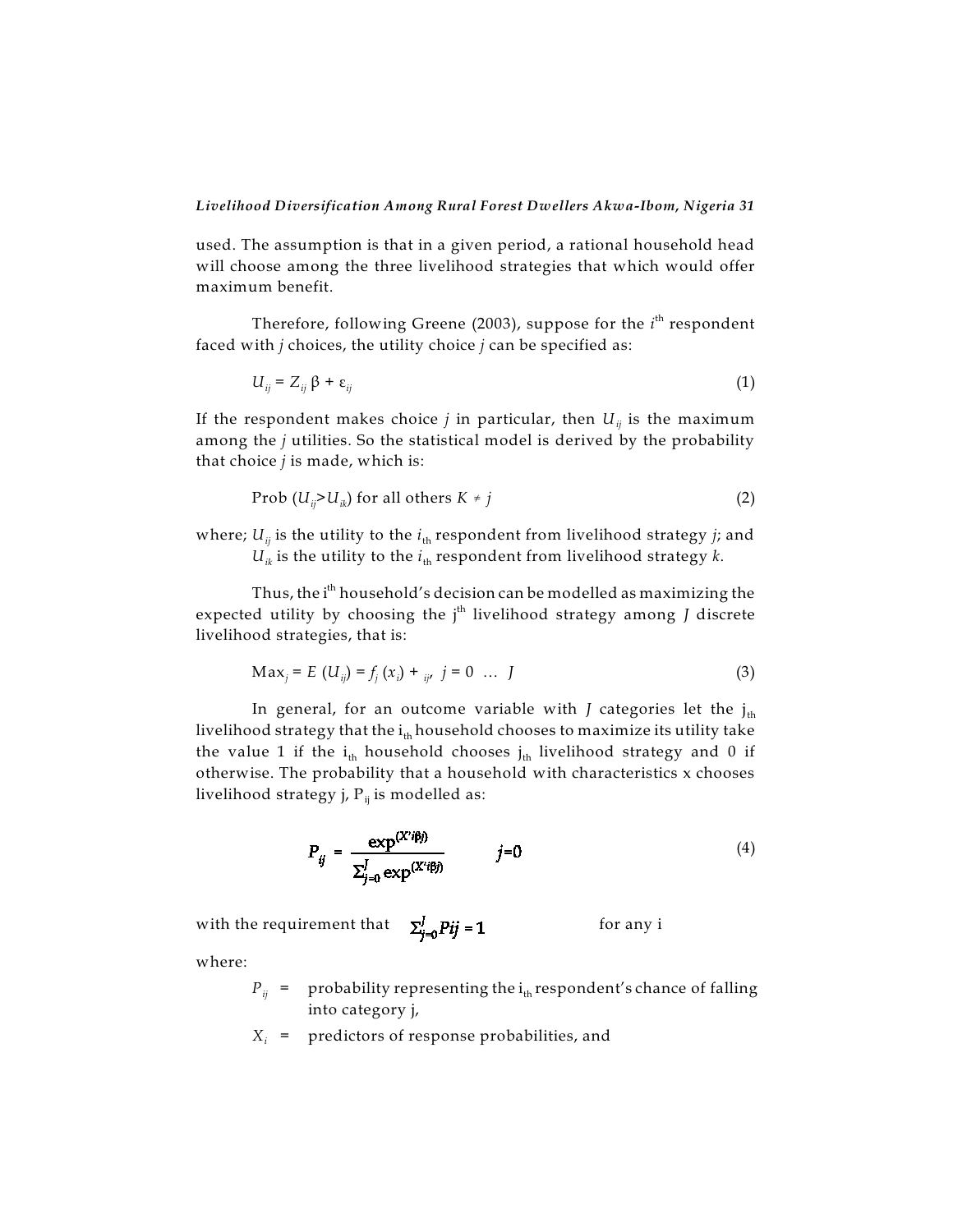used. The assumption is that in a given period, a rational household head will choose among the three livelihood strategies that which would offer maximum benefit.

Therefore, following Greene (2003), suppose for the $i^{th}$ respondent faced with $j$ choices, the utility choice $j$ can be specified as:

$$U_{ij} = Z_{ij}\,\beta + \varepsilon_{ij} \tag{1}$$

If the respondent makes choice $j$ in particular, then $U_{ij}$ is the maximum among the $j$ utilities. So the statistical model is derived by the probability that choice $j$ is made, which is:

$$\text{Prob}\ (U_{ij} > U_{ik}) \text{ for all others } K \neq j \tag{2}$$

where; $U_{ij}$ is the utility to the $i_{th}$ respondent from livelihood strategy $j$; and $U_{ik}$ is the utility to the $i_{th}$ respondent from livelihood strategy $k$.

Thus, the $i^{th}$ household's decision can be modelled as maximizing the expected utility by choosing the $j^{th}$ livelihood strategy among $J$ discrete livelihood strategies, that is:

$$\text{Max}_j = E\ (U_{ij}) = f_j\ (x_i) + {}_{ij},\ \ j = 0\ \ldots\ J \tag{3}$$

In general, for an outcome variable with $J$ categories let the $j_{th}$ livelihood strategy that the $i_{th}$ household chooses to maximize its utility take the value 1 if the $i_{th}$ household chooses $j_{th}$ livelihood strategy and 0 if otherwise. The probability that a household with characteristics x chooses livelihood strategy j, $P_{ij}$ is modelled as:

$$P_{ij} = \frac{\exp^{(X'i\beta j)}}{\sum_{j=0}^{J} \exp^{(X'i\beta j)}} \qquad j=0 \tag{4}$$

with the requirement that $\sum_{j=0}^{J} Pij = 1$ for any i

where:

$P_{ij}$ = probability representing the $i_{th}$ respondent's chance of falling into category j,

$X_i$ = predictors of response probabilities, and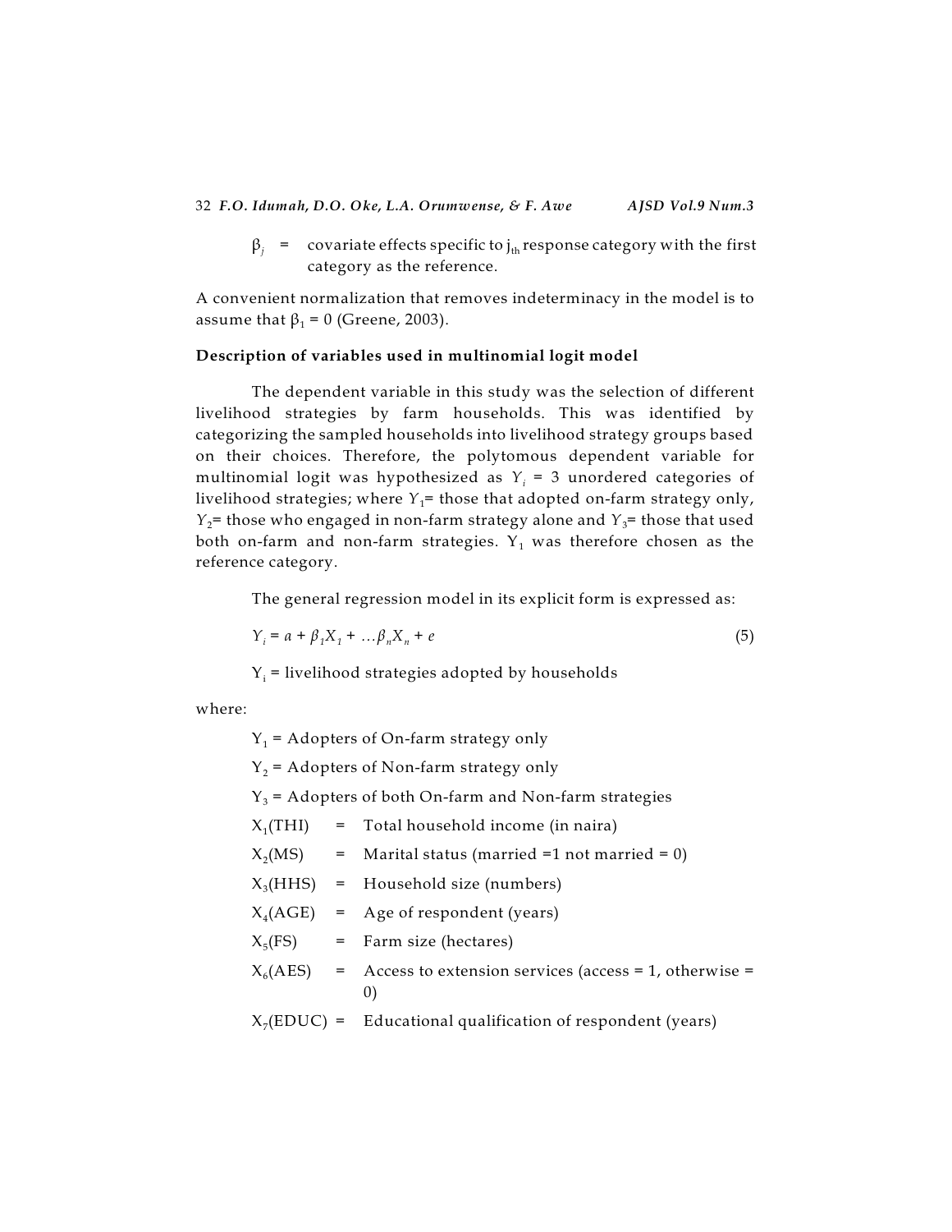$\beta_j$ = covariate effects specific to $j_{th}$ response category with the first category as the reference.

A convenient normalization that removes indeterminacy in the model is to assume that $\beta_1 = 0$ (Greene, 2003).

### Description of variables used in multinomial logit model

The dependent variable in this study was the selection of different livelihood strategies by farm households. This was identified by categorizing the sampled households into livelihood strategy groups based on their choices. Therefore, the polytomous dependent variable for multinomial logit was hypothesized as $Y_i$ = 3 unordered categories of livelihood strategies; where $Y_1$= those that adopted on-farm strategy only, $Y_2$= those who engaged in non-farm strategy alone and $Y_3$= those that used both on-farm and non-farm strategies. $Y_1$ was therefore chosen as the reference category.

The general regression model in its explicit form is expressed as:

$$Y_i = a + \beta_1 X_1 + \ldots \beta_n X_n + e \tag{5}$$

$Y_i$ = livelihood strategies adopted by households

where:

$Y_1$ = Adopters of On-farm strategy only

$Y_2$ = Adopters of Non-farm strategy only

$Y_3$ = Adopters of both On-farm and Non-farm strategies

$X_1$(THI) = Total household income (in naira)

$X_2$(MS) = Marital status (married =1 not married = 0)

$X_3$(HHS) = Household size (numbers)

$X_4$(AGE) = Age of respondent (years)

$X_5$(FS) = Farm size (hectares)

$X_6$(AES) = Access to extension services (access = 1, otherwise = 0)

$X_7$(EDUC) = Educational qualification of respondent (years)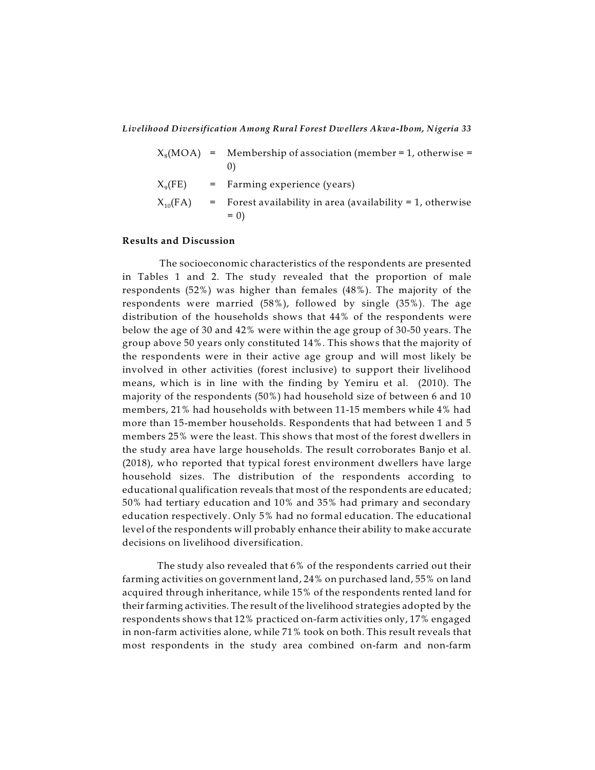$X_8$(MOA) = Membership of association (member = 1, otherwise = 0)

$X_9$(FE) = Farming experience (years)

$X_{10}$(FA) = Forest availability in area (availability = 1, otherwise = 0)

## Results and Discussion

The socioeconomic characteristics of the respondents are presented in Tables 1 and 2. The study revealed that the proportion of male respondents (52%) was higher than females (48%). The majority of the respondents were married (58%), followed by single (35%). The age distribution of the households shows that 44% of the respondents were below the age of 30 and 42% were within the age group of 30-50 years. The group above 50 years only constituted 14%. This shows that the majority of the respondents were in their active age group and will most likely be involved in other activities (forest inclusive) to support their livelihood means, which is in line with the finding by Yemiru et al. (2010). The majority of the respondents (50%) had household size of between 6 and 10 members, 21% had households with between 11-15 members while 4% had more than 15-member households. Respondents that had between 1 and 5 members 25% were the least. This shows that most of the forest dwellers in the study area have large households. The result corroborates Banjo et al. (2018), who reported that typical forest environment dwellers have large household sizes. The distribution of the respondents according to educational qualification reveals that most of the respondents are educated; 50% had tertiary education and 10% and 35% had primary and secondary education respectively. Only 5% had no formal education. The educational level of the respondents will probably enhance their ability to make accurate decisions on livelihood diversification.

The study also revealed that 6% of the respondents carried out their farming activities on government land, 24% on purchased land, 55% on land acquired through inheritance, while 15% of the respondents rented land for their farming activities. The result of the livelihood strategies adopted by the respondents shows that 12% practiced on-farm activities only, 17% engaged in non-farm activities alone, while 71% took on both. This result reveals that most respondents in the study area combined on-farm and non-farm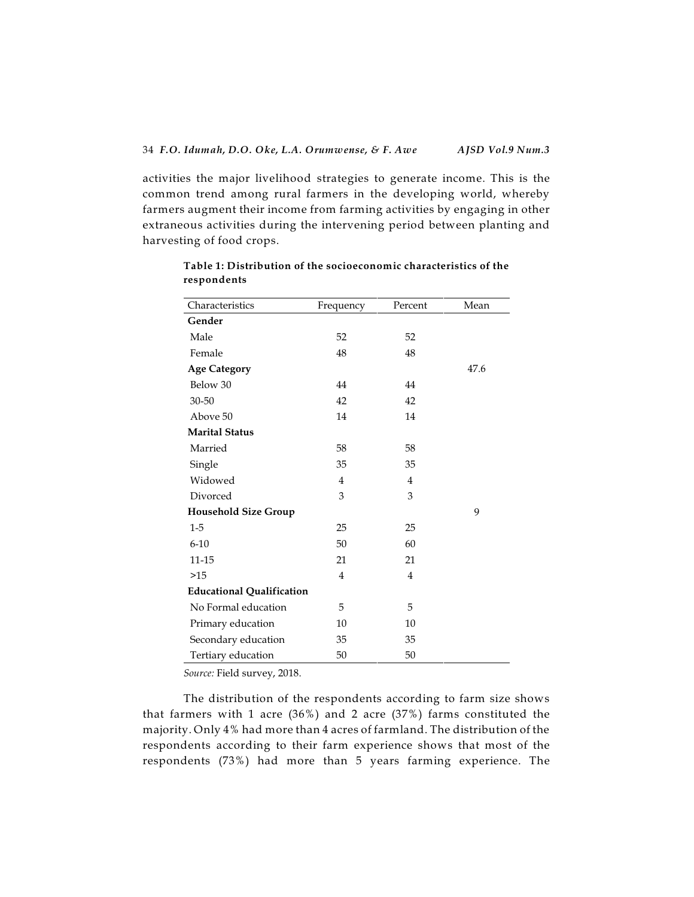activities the major livelihood strategies to generate income. This is the common trend among rural farmers in the developing world, whereby farmers augment their income from farming activities by engaging in other extraneous activities during the intervening period between planting and harvesting of food crops.

**Table 1: Distribution of the socioeconomic characteristics of the respondents**

| Characteristics | Frequency | Percent | Mean |
|---|---|---|---|
| **Gender** | | | |
| Male | 52 | 52 | |
| Female | 48 | 48 | |
| **Age Category** | | | 47.6 |
| Below 30 | 44 | 44 | |
| 30-50 | 42 | 42 | |
| Above 50 | 14 | 14 | |
| **Marital Status** | | | |
| Married | 58 | 58 | |
| Single | 35 | 35 | |
| Widowed | 4 | 4 | |
| Divorced | 3 | 3 | |
| **Household Size Group** | | | 9 |
| 1-5 | 25 | 25 | |
| 6-10 | 50 | 60 | |
| 11-15 | 21 | 21 | |
| >15 | 4 | 4 | |
| **Educational Qualification** | | | |
| No Formal education | 5 | 5 | |
| Primary education | 10 | 10 | |
| Secondary education | 35 | 35 | |
| Tertiary education | 50 | 50 | |

*Source:* Field survey, 2018.

The distribution of the respondents according to farm size shows that farmers with 1 acre (36%) and 2 acre (37%) farms constituted the majority. Only 4% had more than 4 acres of farmland. The distribution of the respondents according to their farm experience shows that most of the respondents (73%) had more than 5 years farming experience. The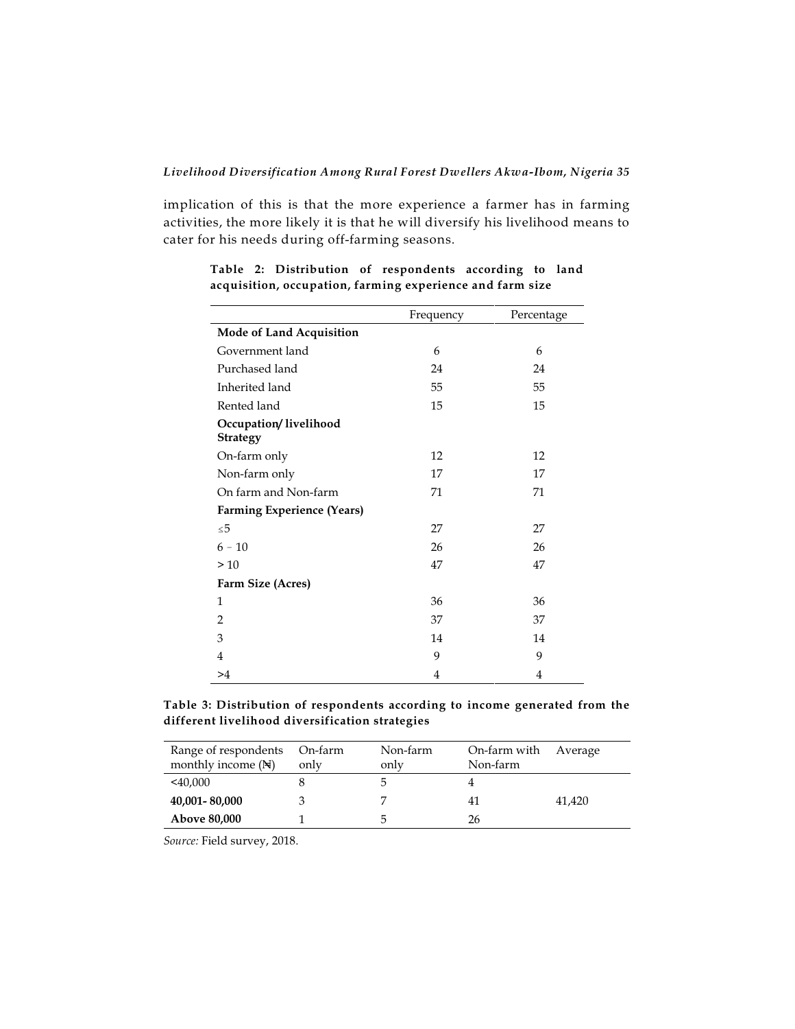implication of this is that the more experience a farmer has in farming activities, the more likely it is that he will diversify his livelihood means to cater for his needs during off-farming seasons.

**Table 2: Distribution of respondents according to land acquisition, occupation, farming experience and farm size**

| | Frequency | Percentage |
|---|---|---|
| **Mode of Land Acquisition** | | |
| Government land | 6 | 6 |
| Purchased land | 24 | 24 |
| Inherited land | 55 | 55 |
| Rented land | 15 | 15 |
| **Occupation/ livelihood Strategy** | | |
| On-farm only | 12 | 12 |
| Non-farm only | 17 | 17 |
| On farm and Non-farm | 71 | 71 |
| **Farming Experience (Years)** | | |
| ≤5 | 27 | 27 |
| 6 – 10 | 26 | 26 |
| > 10 | 47 | 47 |
| **Farm Size (Acres)** | | |
| 1 | 36 | 36 |
| 2 | 37 | 37 |
| 3 | 14 | 14 |
| 4 | 9 | 9 |
| >4 | 4 | 4 |

**Table 3: Distribution of respondents according to income generated from the different livelihood diversification strategies**

| Range of respondents monthly income (₦) | On-farm only | Non-farm only | On-farm with Non-farm | Average |
|---|---|---|---|---|
| <40,000 | 8 | 5 | 4 | |
| **40,001- 80,000** | 3 | 7 | 41 | 41,420 |
| **Above 80,000** | 1 | 5 | 26 | |

*Source:* Field survey, 2018.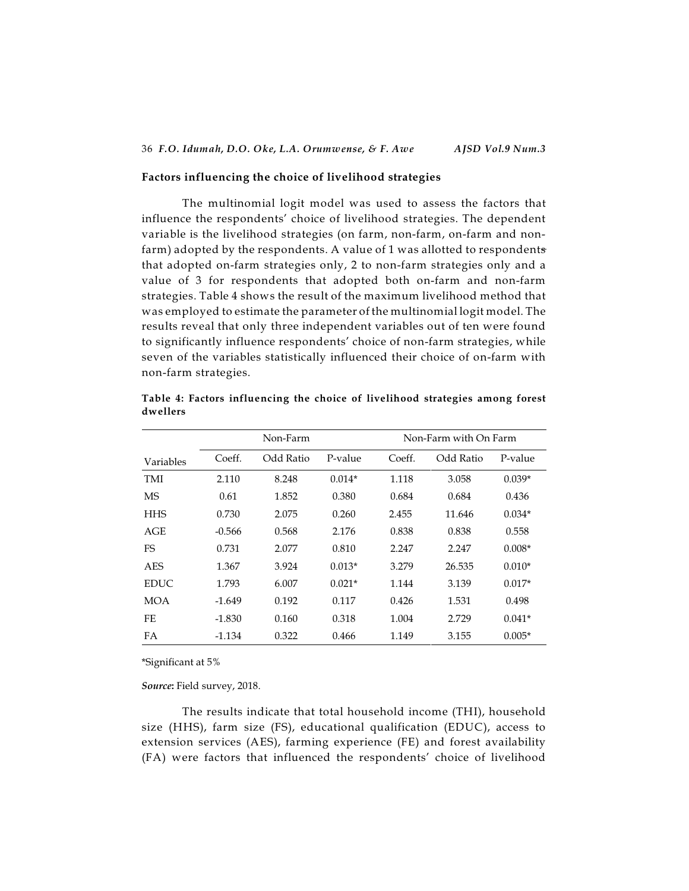### Factors influencing the choice of livelihood strategies

The multinomial logit model was used to assess the factors that influence the respondents' choice of livelihood strategies. The dependent variable is the livelihood strategies (on farm, non-farm, on-farm and non-farm) adopted by the respondents. A value of 1 was allotted to respondents that adopted on-farm strategies only, 2 to non-farm strategies only and a value of 3 for respondents that adopted both on-farm and non-farm strategies. Table 4 shows the result of the maximum livelihood method that was employed to estimate the parameter of the multinomial logit model. The results reveal that only three independent variables out of ten were found to significantly influence respondents' choice of non-farm strategies, while seven of the variables statistically influenced their choice of on-farm with non-farm strategies.

**Table 4: Factors influencing the choice of livelihood strategies among forest dwellers**

| | Non-Farm | | | Non-Farm with On Farm | | |
|---|---|---|---|---|---|---|
| Variables | Coeff. | Odd Ratio | P-value | Coeff. | Odd Ratio | P-value |
| TMI | 2.110 | 8.248 | 0.014* | 1.118 | 3.058 | 0.039* |
| MS | 0.61 | 1.852 | 0.380 | 0.684 | 0.684 | 0.436 |
| HHS | 0.730 | 2.075 | 0.260 | 2.455 | 11.646 | 0.034* |
| AGE | -0.566 | 0.568 | 2.176 | 0.838 | 0.838 | 0.558 |
| FS | 0.731 | 2.077 | 0.810 | 2.247 | 2.247 | 0.008* |
| AES | 1.367 | 3.924 | 0.013* | 3.279 | 26.535 | 0.010* |
| EDUC | 1.793 | 6.007 | 0.021* | 1.144 | 3.139 | 0.017* |
| MOA | -1.649 | 0.192 | 0.117 | 0.426 | 1.531 | 0.498 |
| FE | -1.830 | 0.160 | 0.318 | 1.004 | 2.729 | 0.041* |
| FA | -1.134 | 0.322 | 0.466 | 1.149 | 3.155 | 0.005* |

*Significant at 5%

***Source*:** Field survey, 2018.

The results indicate that total household income (THI), household size (HHS), farm size (FS), educational qualification (EDUC), access to extension services (AES), farming experience (FE) and forest availability (FA) were factors that influenced the respondents' choice of livelihood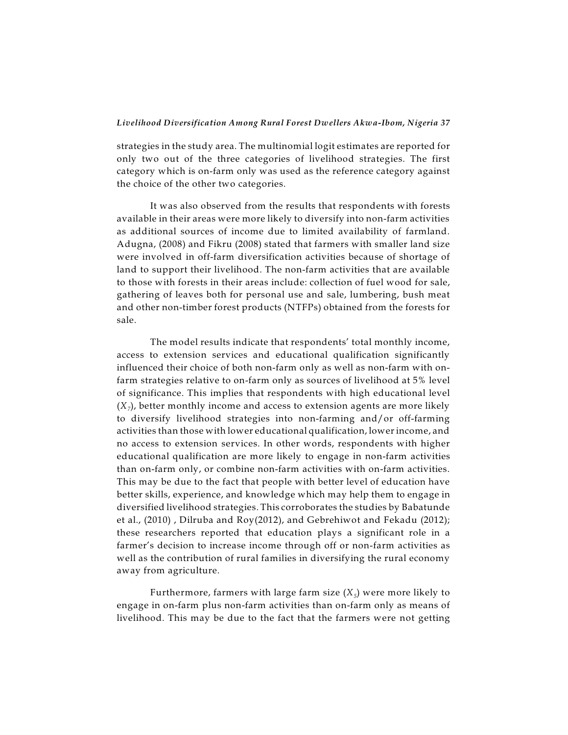strategies in the study area. The multinomial logit estimates are reported for only two out of the three categories of livelihood strategies. The first category which is on-farm only was used as the reference category against the choice of the other two categories.

It was also observed from the results that respondents with forests available in their areas were more likely to diversify into non-farm activities as additional sources of income due to limited availability of farmland. Adugna, (2008) and Fikru (2008) stated that farmers with smaller land size were involved in off-farm diversification activities because of shortage of land to support their livelihood. The non-farm activities that are available to those with forests in their areas include: collection of fuel wood for sale, gathering of leaves both for personal use and sale, lumbering, bush meat and other non-timber forest products (NTFPs) obtained from the forests for sale.

The model results indicate that respondents' total monthly income, access to extension services and educational qualification significantly influenced their choice of both non-farm only as well as non-farm with on-farm strategies relative to on-farm only as sources of livelihood at 5% level of significance. This implies that respondents with high educational level ($X_7$), better monthly income and access to extension agents are more likely to diversify livelihood strategies into non-farming and/or off-farming activities than those with lower educational qualification, lower income, and no access to extension services. In other words, respondents with higher educational qualification are more likely to engage in non-farm activities than on-farm only, or combine non-farm activities with on-farm activities. This may be due to the fact that people with better level of education have better skills, experience, and knowledge which may help them to engage in diversified livelihood strategies. This corroborates the studies by Babatunde et al., (2010) , Dilruba and Roy(2012), and Gebrehiwot and Fekadu (2012); these researchers reported that education plays a significant role in a farmer's decision to increase income through off or non-farm activities as well as the contribution of rural families in diversifying the rural economy away from agriculture.

Furthermore, farmers with large farm size ($X_5$) were more likely to engage in on-farm plus non-farm activities than on-farm only as means of livelihood. This may be due to the fact that the farmers were not getting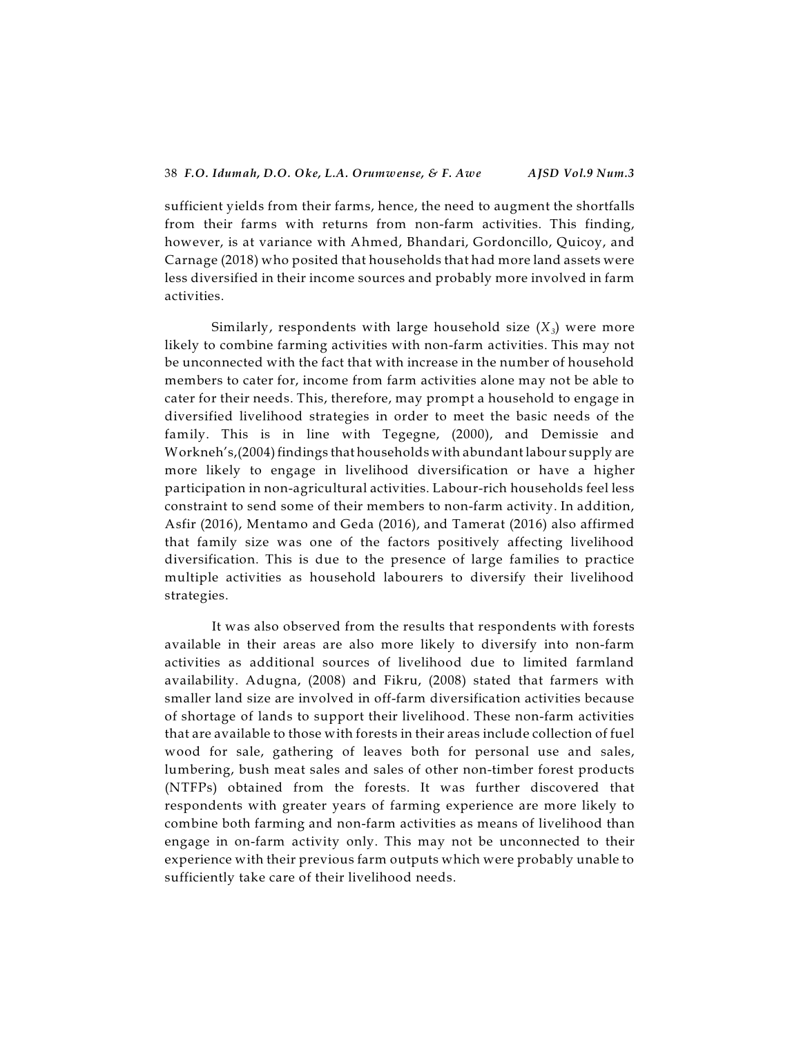sufficient yields from their farms, hence, the need to augment the shortfalls from their farms with returns from non-farm activities. This finding, however, is at variance with Ahmed, Bhandari, Gordoncillo, Quicoy, and Carnage (2018) who posited that households that had more land assets were less diversified in their income sources and probably more involved in farm activities.

Similarly, respondents with large household size ($X_3$) were more likely to combine farming activities with non-farm activities. This may not be unconnected with the fact that with increase in the number of household members to cater for, income from farm activities alone may not be able to cater for their needs. This, therefore, may prompt a household to engage in diversified livelihood strategies in order to meet the basic needs of the family. This is in line with Tegegne, (2000), and Demissie and Workneh's,(2004) findings that households with abundant labour supply are more likely to engage in livelihood diversification or have a higher participation in non-agricultural activities. Labour-rich households feel less constraint to send some of their members to non-farm activity. In addition, Asfir (2016), Mentamo and Geda (2016), and Tamerat (2016) also affirmed that family size was one of the factors positively affecting livelihood diversification. This is due to the presence of large families to practice multiple activities as household labourers to diversify their livelihood strategies.

It was also observed from the results that respondents with forests available in their areas are also more likely to diversify into non-farm activities as additional sources of livelihood due to limited farmland availability. Adugna, (2008) and Fikru, (2008) stated that farmers with smaller land size are involved in off-farm diversification activities because of shortage of lands to support their livelihood. These non-farm activities that are available to those with forests in their areas include collection of fuel wood for sale, gathering of leaves both for personal use and sales, lumbering, bush meat sales and sales of other non-timber forest products (NTFPs) obtained from the forests. It was further discovered that respondents with greater years of farming experience are more likely to combine both farming and non-farm activities as means of livelihood than engage in on-farm activity only. This may not be unconnected to their experience with their previous farm outputs which were probably unable to sufficiently take care of their livelihood needs.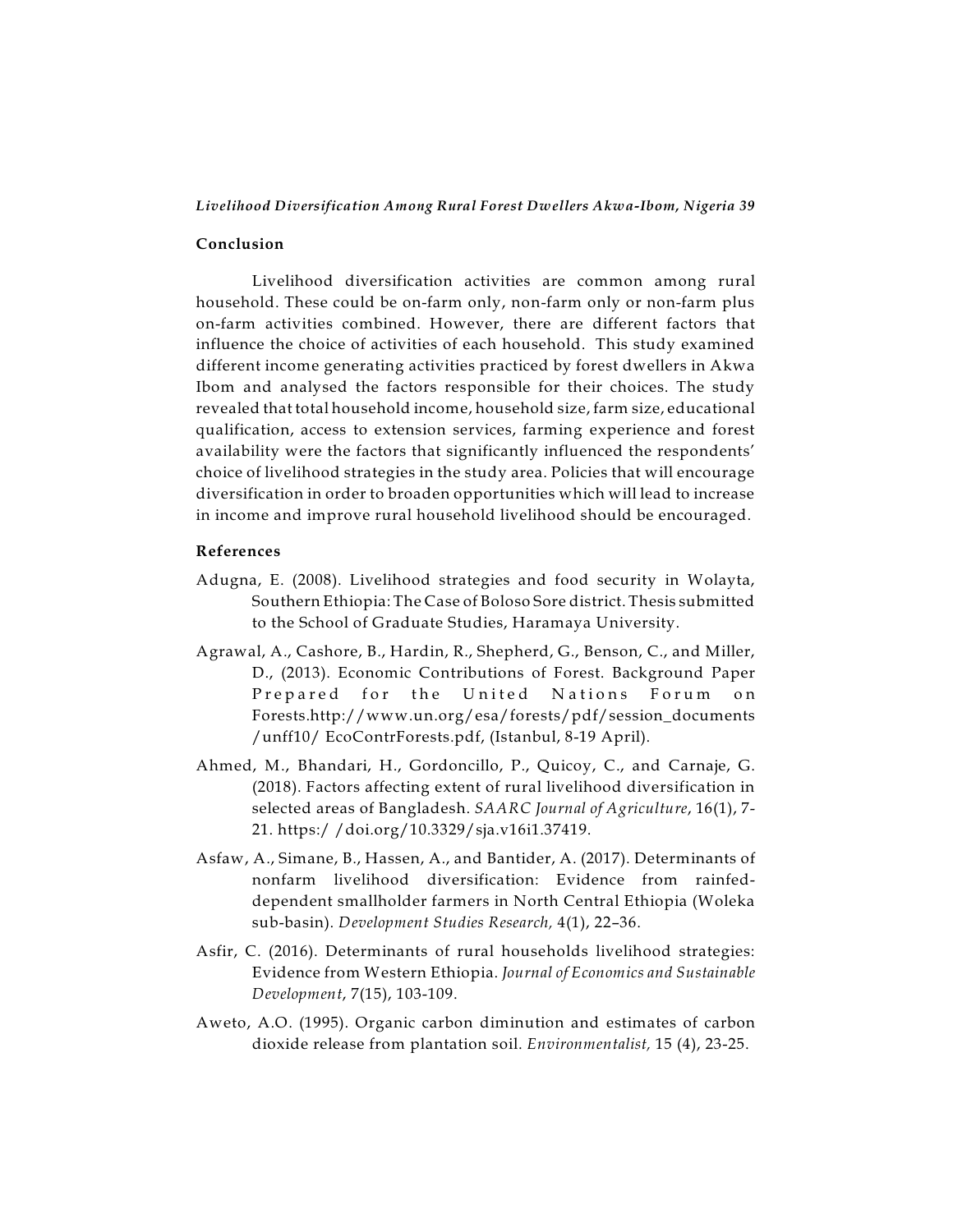## Conclusion

Livelihood diversification activities are common among rural household. These could be on-farm only, non-farm only or non-farm plus on-farm activities combined. However, there are different factors that influence the choice of activities of each household. This study examined different income generating activities practiced by forest dwellers in Akwa Ibom and analysed the factors responsible for their choices. The study revealed that total household income, household size, farm size, educational qualification, access to extension services, farming experience and forest availability were the factors that significantly influenced the respondents' choice of livelihood strategies in the study area. Policies that will encourage diversification in order to broaden opportunities which will lead to increase in income and improve rural household livelihood should be encouraged.

## References

Adugna, E. (2008). Livelihood strategies and food security in Wolayta, Southern Ethiopia: The Case of Boloso Sore district. Thesis submitted to the School of Graduate Studies, Haramaya University.

Agrawal, A., Cashore, B., Hardin, R., Shepherd, G., Benson, C., and Miller, D., (2013). Economic Contributions of Forest. Background Paper Prepared for the United Nations Forum on Forests.http://www.un.org/esa/forests/pdf/session_documents/unff10/ EcoContrForests.pdf, (Istanbul, 8-19 April).

Ahmed, M., Bhandari, H., Gordoncillo, P., Quicoy, C., and Carnaje, G. (2018). Factors affecting extent of rural livelihood diversification in selected areas of Bangladesh. *SAARC Journal of Agriculture*, 16(1), 7-21. https://doi.org/10.3329/sja.v16i1.37419.

Asfaw, A., Simane, B., Hassen, A., and Bantider, A. (2017). Determinants of nonfarm livelihood diversification: Evidence from rainfed-dependent smallholder farmers in North Central Ethiopia (Woleka sub-basin). *Development Studies Research,* 4(1), 22–36.

Asfir, C. (2016). Determinants of rural households livelihood strategies: Evidence from Western Ethiopia. *Journal of Economics and Sustainable Development*, 7(15), 103-109.

Aweto, A.O. (1995). Organic carbon diminution and estimates of carbon dioxide release from plantation soil. *Environmentalist,* 15 (4), 23-25.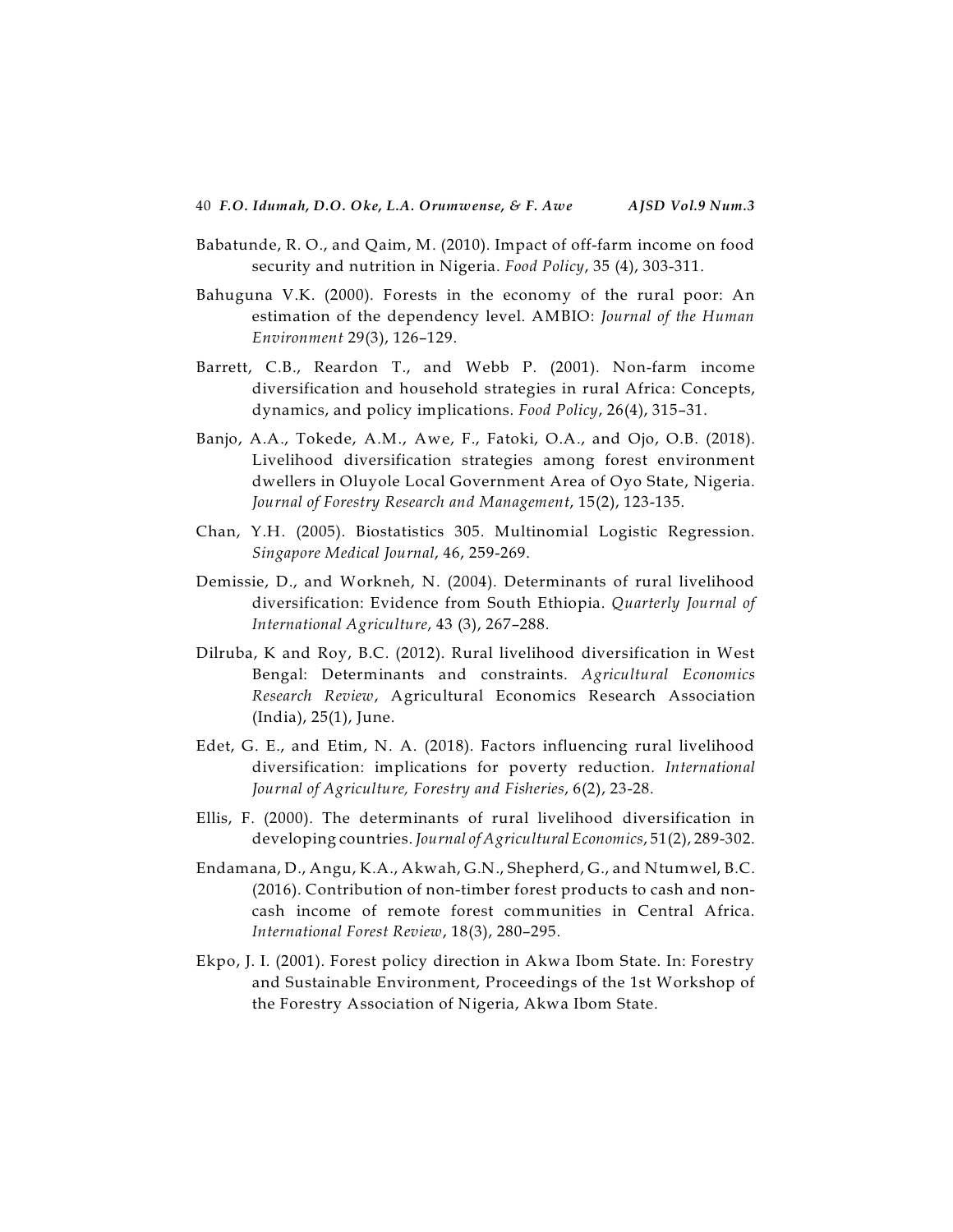Babatunde, R. O., and Qaim, M. (2010). Impact of off-farm income on food security and nutrition in Nigeria. *Food Policy*, 35 (4), 303-311.

Bahuguna V.K. (2000). Forests in the economy of the rural poor: An estimation of the dependency level. AMBIO: *Journal of the Human Environment* 29(3), 126–129.

Barrett, C.B., Reardon T., and Webb P. (2001). Non-farm income diversification and household strategies in rural Africa: Concepts, dynamics, and policy implications. *Food Policy*, 26(4), 315–31.

Banjo, A.A., Tokede, A.M., Awe, F., Fatoki, O.A., and Ojo, O.B. (2018). Livelihood diversification strategies among forest environment dwellers in Oluyole Local Government Area of Oyo State, Nigeria. *Journal of Forestry Research and Management*, 15(2), 123-135.

Chan, Y.H. (2005). Biostatistics 305. Multinomial Logistic Regression. *Singapore Medical Journal*, 46, 259-269.

Demissie, D., and Workneh, N. (2004). Determinants of rural livelihood diversification: Evidence from South Ethiopia. *Quarterly Journal of International Agriculture*, 43 (3), 267–288.

Dilruba, K and Roy, B.C. (2012). Rural livelihood diversification in West Bengal: Determinants and constraints. *Agricultural Economics Research Review*, Agricultural Economics Research Association (India), 25(1), June.

Edet, G. E., and Etim, N. A. (2018). Factors influencing rural livelihood diversification: implications for poverty reduction. *International Journal of Agriculture, Forestry and Fisheries*, 6(2), 23-28.

Ellis, F. (2000). The determinants of rural livelihood diversification in developing countries. *Journal of Agricultural Economics*, 51(2), 289-302.

Endamana, D., Angu, K.A., Akwah, G.N., Shepherd, G., and Ntumwel, B.C. (2016). Contribution of non-timber forest products to cash and non-cash income of remote forest communities in Central Africa. *International Forest Review*, 18(3), 280–295.

Ekpo, J. I. (2001). Forest policy direction in Akwa Ibom State. In: Forestry and Sustainable Environment, Proceedings of the 1st Workshop of the Forestry Association of Nigeria, Akwa Ibom State.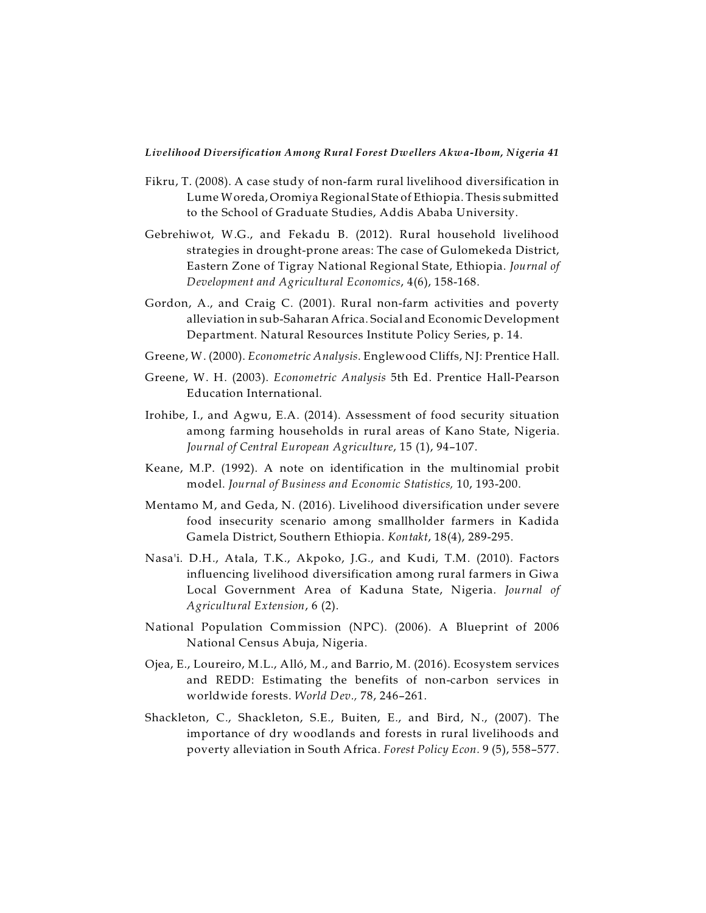Fikru, T. (2008). A case study of non-farm rural livelihood diversification in Lume Woreda, Oromiya Regional State of Ethiopia. Thesis submitted to the School of Graduate Studies, Addis Ababa University.

Gebrehiwot, W.G., and Fekadu B. (2012). Rural household livelihood strategies in drought-prone areas: The case of Gulomekeda District, Eastern Zone of Tigray National Regional State, Ethiopia. *Journal of Development and Agricultural Economics*, 4(6), 158-168.

Gordon, A., and Craig C. (2001). Rural non-farm activities and poverty alleviation in sub-Saharan Africa. Social and Economic Development Department. Natural Resources Institute Policy Series, p. 14.

Greene, W. (2000). *Econometric Analysis*. Englewood Cliffs, NJ: Prentice Hall.

Greene, W. H. (2003). *Econometric Analysis* 5th Ed. Prentice Hall-Pearson Education International.

Irohibe, I., and Agwu, E.A. (2014). Assessment of food security situation among farming households in rural areas of Kano State, Nigeria. *Journal of Central European Agriculture*, 15 (1), 94–107.

Keane, M.P. (1992). A note on identification in the multinomial probit model. *Journal of Business and Economic Statistics,* 10, 193-200.

Mentamo M, and Geda, N. (2016). Livelihood diversification under severe food insecurity scenario among smallholder farmers in Kadida Gamela District, Southern Ethiopia. *Kontakt*, 18(4), 289-295.

Nasa'i. D.H., Atala, T.K., Akpoko, J.G., and Kudi, T.M. (2010). Factors influencing livelihood diversification among rural farmers in Giwa Local Government Area of Kaduna State, Nigeria. *Journal of Agricultural Extension*, 6 (2).

National Population Commission (NPC). (2006). A Blueprint of 2006 National Census Abuja, Nigeria.

Ojea, E., Loureiro, M.L., Alló, M., and Barrio, M. (2016). Ecosystem services and REDD: Estimating the benefits of non-carbon services in worldwide forests. *World Dev.,* 78, 246–261.

Shackleton, C., Shackleton, S.E., Buiten, E., and Bird, N., (2007). The importance of dry woodlands and forests in rural livelihoods and poverty alleviation in South Africa. *Forest Policy Econ.* 9 (5), 558–577.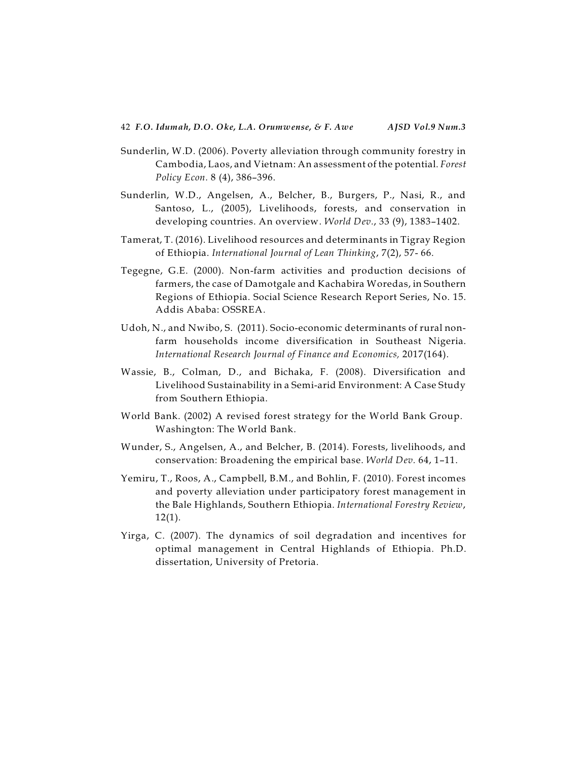Sunderlin, W.D. (2006). Poverty alleviation through community forestry in Cambodia, Laos, and Vietnam: An assessment of the potential. *Forest Policy Econ.* 8 (4), 386–396.

Sunderlin, W.D., Angelsen, A., Belcher, B., Burgers, P., Nasi, R., and Santoso, L., (2005), Livelihoods, forests, and conservation in developing countries. An overview. *World Dev.*, 33 (9), 1383–1402.

Tamerat, T. (2016). Livelihood resources and determinants in Tigray Region of Ethiopia. *International Journal of Lean Thinking*, 7(2), 57- 66.

Tegegne, G.E. (2000). Non-farm activities and production decisions of farmers, the case of Damotgale and Kachabira Woredas, in Southern Regions of Ethiopia. Social Science Research Report Series, No. 15. Addis Ababa: OSSREA.

Udoh, N., and Nwibo, S. (2011). Socio-economic determinants of rural non-farm households income diversification in Southeast Nigeria. *International Research Journal of Finance and Economics,* 2017(164).

Wassie, B., Colman, D., and Bichaka, F. (2008). Diversification and Livelihood Sustainability in a Semi-arid Environment: A Case Study from Southern Ethiopia.

World Bank. (2002) A revised forest strategy for the World Bank Group. Washington: The World Bank.

Wunder, S., Angelsen, A., and Belcher, B. (2014). Forests, livelihoods, and conservation: Broadening the empirical base. *World Dev.* 64, 1–11.

Yemiru, T., Roos, A., Campbell, B.M., and Bohlin, F. (2010). Forest incomes and poverty alleviation under participatory forest management in the Bale Highlands, Southern Ethiopia. *International Forestry Review*, 12(1).

Yirga, C. (2007). The dynamics of soil degradation and incentives for optimal management in Central Highlands of Ethiopia. Ph.D. dissertation, University of Pretoria.